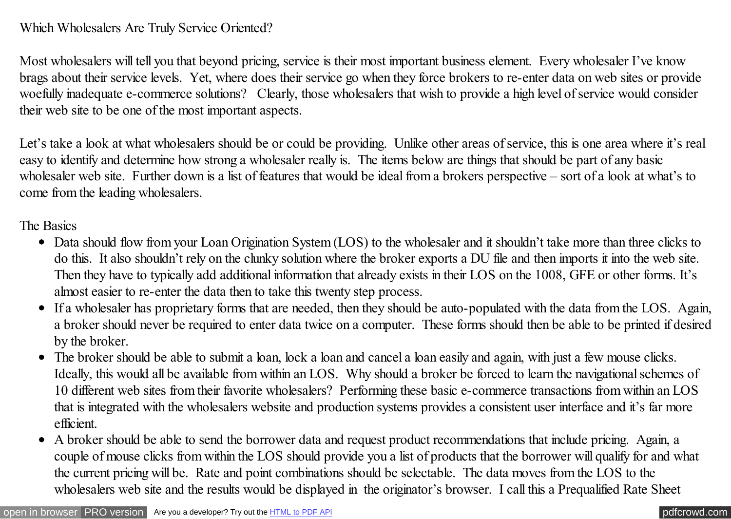# Which Wholesalers Are Truly Service Oriented?

Most wholesalers will tell you that beyond pricing, service is their most important business element. Every wholesaler I've know brags about their service levels. Yet, where does their service go when they force brokers to re-enter data on web sites or provide woefully inadequate e-commerce solutions? Clearly, those wholesalers that wish to provide a high level of service would consider their web site to be one of the most important aspects.

Let's take a look at what wholesalers should be or could be providing. Unlike other areas of service, this is one area where it's real easy to identify and determine how strong a wholesaler really is. The items below are things that should be part of any basic wholesaler web site. Further down is a list of features that would be ideal from a brokers perspective – sort of a look at what's to come from the leading wholesalers.

## The Basics

- Data should flow from your Loan Origination System (LOS) to the wholesaler and it shouldn't take more than three clicks to do this. It also shouldn't rely on the clunky solution where the broker exports a DU file and then imports it into the web site. Then they have to typically add additional information that already exists in their LOS on the 1008, GFE or other forms. It's almost easier to re-enter the data then to take this twenty step process.
- If a wholesaler has proprietary forms that are needed, then they should be auto-populated with the data from the LOS. Again, a broker should never be required to enter data twice on a computer. These forms should then be able to be printed if desired by the broker.
- The broker should be able to submit a loan, lock a loan and cancel a loan easily and again, with just a few mouse clicks. Ideally, this would all be available from within an LOS. Why should a broker be forced to learn the navigational schemes of 10 different web sites from their favorite wholesalers? Performing these basic e-commerce transactions from within an LOS that is integrated with the wholesalers website and production systems provides a consistent user interface and it's far more efficient.
- A broker should be able to send the borrower data and request product recommendations that include pricing. Again, a couple of mouse clicks from within the LOS should provide you a list of products that the borrower will qualify for and what the current pricing will be. Rate and point combinations should be selectable. The data moves from the LOS to the wholesalers web site and the results would be displayed in the originator's browser. I call this a Prequalified Rate Sheet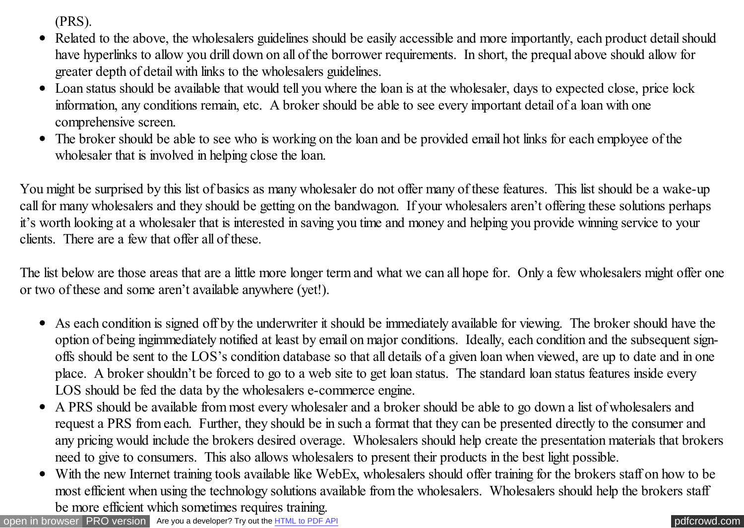(PRS).

- Related to the above, the wholesalers guidelines should be easily accessible and more importantly, each product detail should have hyperlinks to allow you drill down on all of the borrower requirements. In short, the prequal above should allow for greater depth of detail with links to the wholesalers guidelines.
- Loan status should be available that would tell you where the loan is at the wholesaler, days to expected close, price lock information, any conditions remain, etc. A broker should be able to see every important detail of a loan with one comprehensive screen.
- The broker should be able to see who is working on the loan and be provided email hot links for each employee of the wholesaler that is involved in helping close the loan.

You might be surprised by this list of basics as many wholesaler do not offer many of these features. This list should be a wake-up call for many wholesalers and they should be getting on the bandwagon. If your wholesalers aren't offering these solutions perhaps it's worth looking at a wholesaler that is interested in saving you time and money and helping you provide winning service to your clients. There are a few that offer all of these.

The list below are those areas that are a little more longer term and what we can all hope for. Only a few wholesalers might offer one or two of these and some aren't available anywhere (yet!).

- As each condition is signed off by the underwriter it should be immediately available for viewing. The broker should have the option of being ingimmediately notified at least by email on major conditions. Ideally, each condition and the subsequent sign-offs should be sent to the LOS's condition database so that all details of a given loan when viewed, are up to date and in one place. A broker shouldn't be forced to go to a web site to get loan status. The standard loan status features inside every LOS should be fed the data by the wholesalers e-commerce engine.
- A PRS should be available from most every wholesaler and a broker should be able to go down a list of wholesalers and request a PRS from each. Further, they should be in such a format that they can be presented directly to the consumer and any pricing would include the brokers desired overage. Wholesalers should help create the presentation materials that brokers need to give to consumers. This also allows wholesalers to present their products in the best light possible.
- With the new Internet training tools available like WebEx, wholesalers should offer training for the brokers staff on how to be most efficient when using the technology solutions available from the wholesalers. Wholesalers should help the brokers staff be more efficient which sometimes requires training.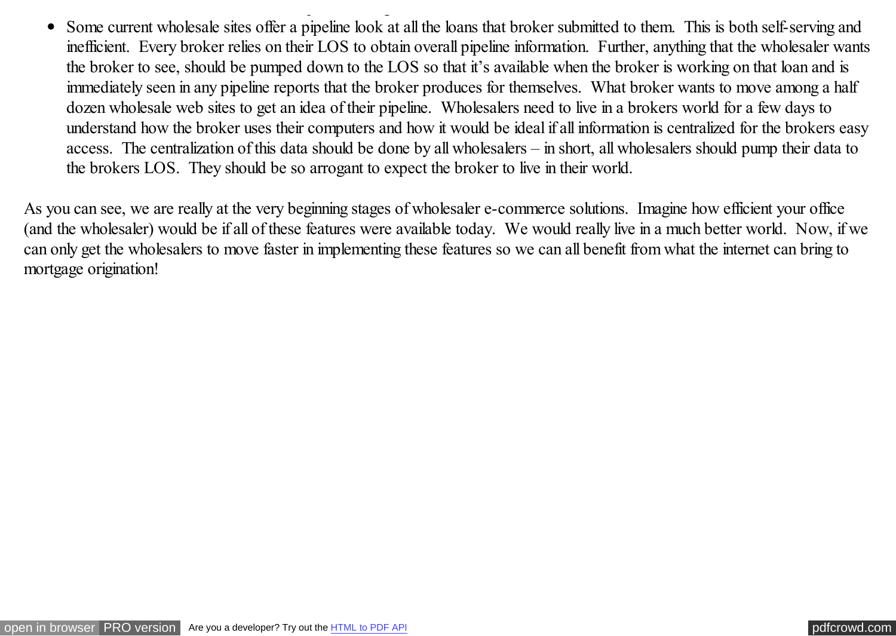- Some current wholesale sites offer a pipeline look at all the loans that broker submitted to them. This is both self-serving and inefficient. Every broker relies on their LOS to obtain overall pipeline information. Further, anything that the wholesaler wants the broker to see, should be pumped down to the LOS so that it's available when the broker is working on that loan and is immediately seen in any pipeline reports that the broker produces for themselves. What broker wants to move among a half dozen wholesale web sites to get an idea of their pipeline. Wholesalers need to live in a brokers world for a few days to understand how the broker uses their computers and how it would be ideal if all information is centralized for the brokers easy access. The centralization of this data should be done by all wholesalers – in short, all wholesalers should pump their data to the brokers LOS. They should be so arrogant to expect the broker to live in their world.

As you can see, we are really at the very beginning stages of wholesaler e-commerce solutions. Imagine how efficient your office (and the wholesaler) would be if all of these features were available today. We would really live in a much better world. Now, if we can only get the wholesalers to move faster in implementing these features so we can all benefit from what the internet can bring to mortgage origination!